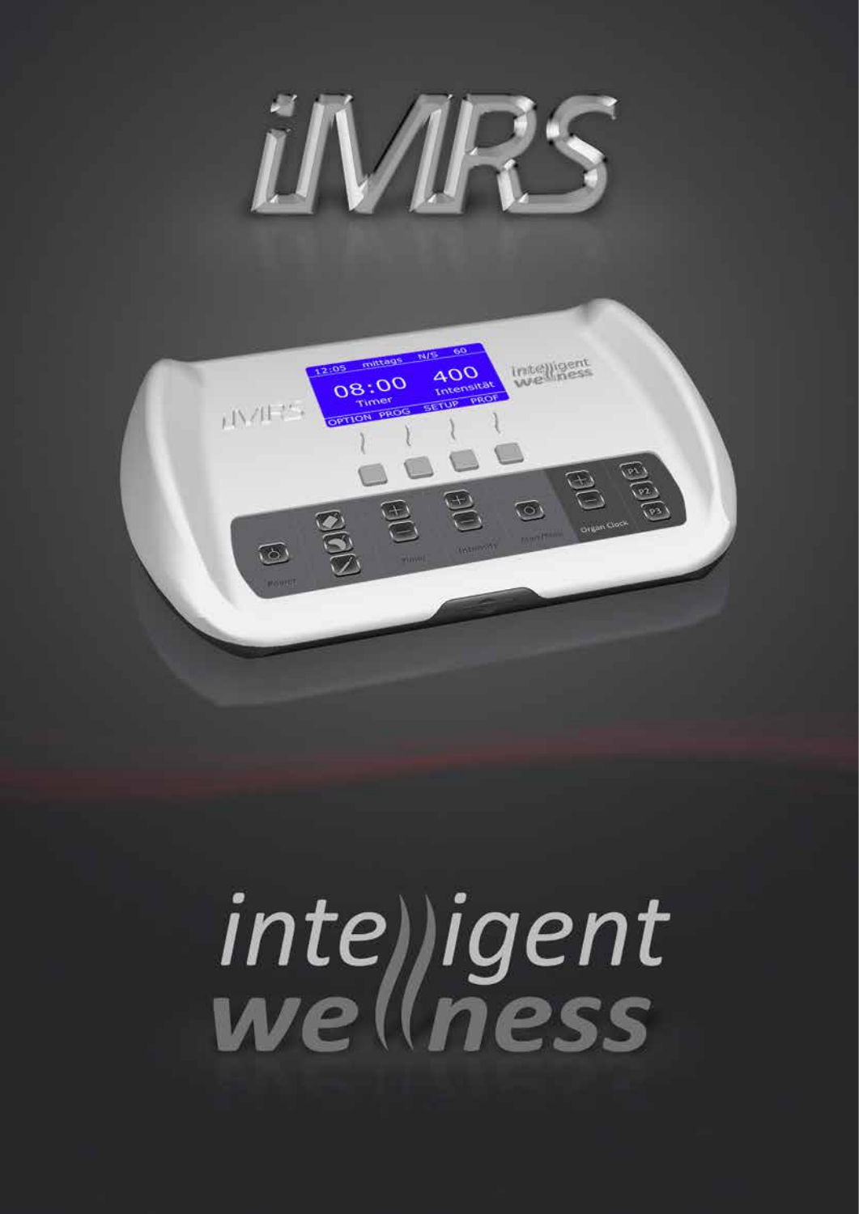# iMRS

# intelligent wellness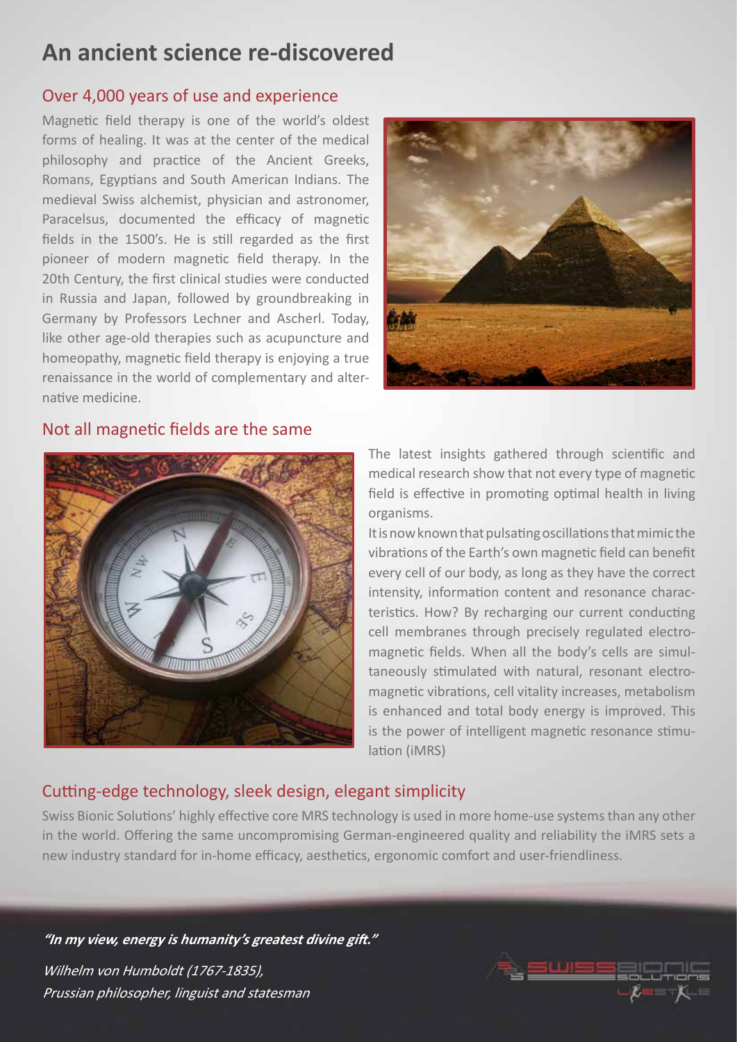# An ancient science re-discovered

## Over 4,000 years of use and experience

Magnetic field therapy is one of the world's oldest forms of healing. It was at the center of the medical philosophy and practice of the Ancient Greeks, Romans, Egyptians and South American Indians. The medieval Swiss alchemist, physician and astronomer, Paracelsus, documented the efficacy of magnetic fields in the 1500's. He is still regarded as the first pioneer of modern magnetic field therapy. In the 20th Century, the first clinical studies were conducted in Russia and Japan, followed by groundbreaking in Germany by Professors Lechner and Ascherl. Today, like other age-old therapies such as acupuncture and homeopathy, magnetic field therapy is enjoying a true renaissance in the world of complementary and alternative medicine.

## Not all magnetic fields are the same

The latest insights gathered through scientific and medical research show that not every type of magnetic field is effective in promoting optimal health in living organisms.

It is now known that pulsating oscillations that mimic the vibrations of the Earth's own magnetic field can benefit every cell of our body, as long as they have the correct intensity, information content and resonance characteristics. How? By recharging our current conducting cell membranes through precisely regulated electromagnetic fields. When all the body's cells are simultaneously stimulated with natural, resonant electromagnetic vibrations, cell vitality increases, metabolism is enhanced and total body energy is improved. This is the power of intelligent magnetic resonance stimulation (iMRS)

## Cutting-edge technology, sleek design, elegant simplicity

Swiss Bionic Solutions' highly effective core MRS technology is used in more home-use systems than any other in the world. Offering the same uncompromising German-engineered quality and reliability the iMRS sets a new industry standard for in-home efficacy, aesthetics, ergonomic comfort and user-friendliness.

***"In my view, energy is humanity's greatest divine gift."***

*Wilhelm von Humboldt (1767-1835),*
*Prussian philosopher, linguist and statesman*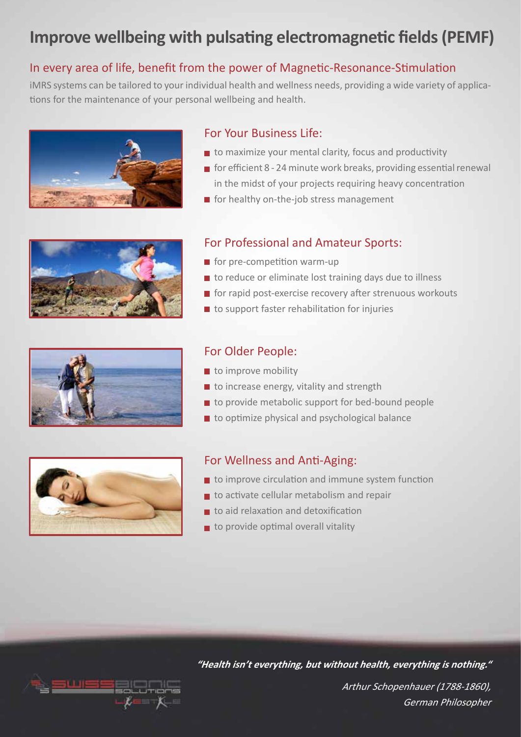# Improve wellbeing with pulsating electromagnetic fields (PEMF)

## In every area of life, benefit from the power of Magnetic-Resonance-Stimulation

iMRS systems can be tailored to your individual health and wellness needs, providing a wide variety of applications for the maintenance of your personal wellbeing and health.

### For Your Business Life:

- to maximize your mental clarity, focus and productivity
- for efficient 8 - 24 minute work breaks, providing essential renewal in the midst of your projects requiring heavy concentration
- for healthy on-the-job stress management

### For Professional and Amateur Sports:

- for pre-competition warm-up
- to reduce or eliminate lost training days due to illness
- for rapid post-exercise recovery after strenuous workouts
- to support faster rehabilitation for injuries

### For Older People:

- to improve mobility
- to increase energy, vitality and strength
- to provide metabolic support for bed-bound people
- to optimize physical and psychological balance

### For Wellness and Anti-Aging:

- to improve circulation and immune system function
- to activate cellular metabolism and repair
- to aid relaxation and detoxification
- to provide optimal overall vitality

***"Health isn't everything, but without health, everything is nothing."***

*Arthur Schopenhauer (1788-1860), German Philosopher*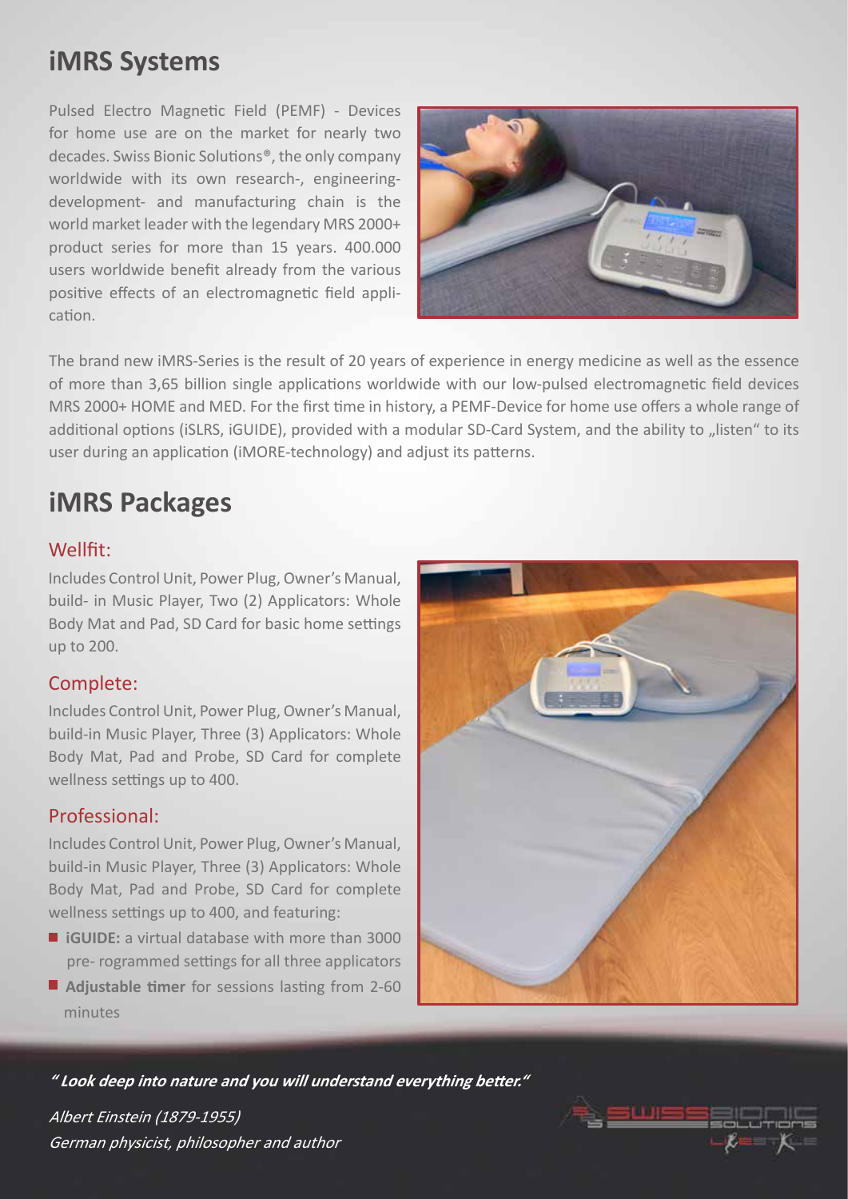# iMRS Systems

Pulsed Electro Magnetic Field (PEMF) - Devices for home use are on the market for nearly two decades. Swiss Bionic Solutions®, the only company worldwide with its own research-, engineering-development- and manufacturing chain is the world market leader with the legendary MRS 2000+ product series for more than 15 years. 400.000 users worldwide benefit already from the various positive effects of an electromagnetic field application.

The brand new iMRS-Series is the result of 20 years of experience in energy medicine as well as the essence of more than 3,65 billion single applications worldwide with our low-pulsed electromagnetic field devices MRS 2000+ HOME and MED. For the first time in history, a PEMF-Device for home use offers a whole range of additional options (iSLRS, iGUIDE), provided with a modular SD-Card System, and the ability to „listen" to its user during an application (iMORE-technology) and adjust its patterns.

# iMRS Packages

## Wellfit:

Includes Control Unit, Power Plug, Owner's Manual, build- in Music Player, Two (2) Applicators: Whole Body Mat and Pad, SD Card for basic home settings up to 200.

## Complete:

Includes Control Unit, Power Plug, Owner's Manual, build-in Music Player, Three (3) Applicators: Whole Body Mat, Pad and Probe, SD Card for complete wellness settings up to 400.

## Professional:

Includes Control Unit, Power Plug, Owner's Manual, build-in Music Player, Three (3) Applicators: Whole Body Mat, Pad and Probe, SD Card for complete wellness settings up to 400, and featuring:

- **iGUIDE:** a virtual database with more than 3000 pre- rogrammed settings for all three applicators
- **Adjustable timer** for sessions lasting from 2-60 minutes

***" Look deep into nature and you will understand everything better."***

*Albert Einstein (1879-1955)*
*German physicist, philosopher and author*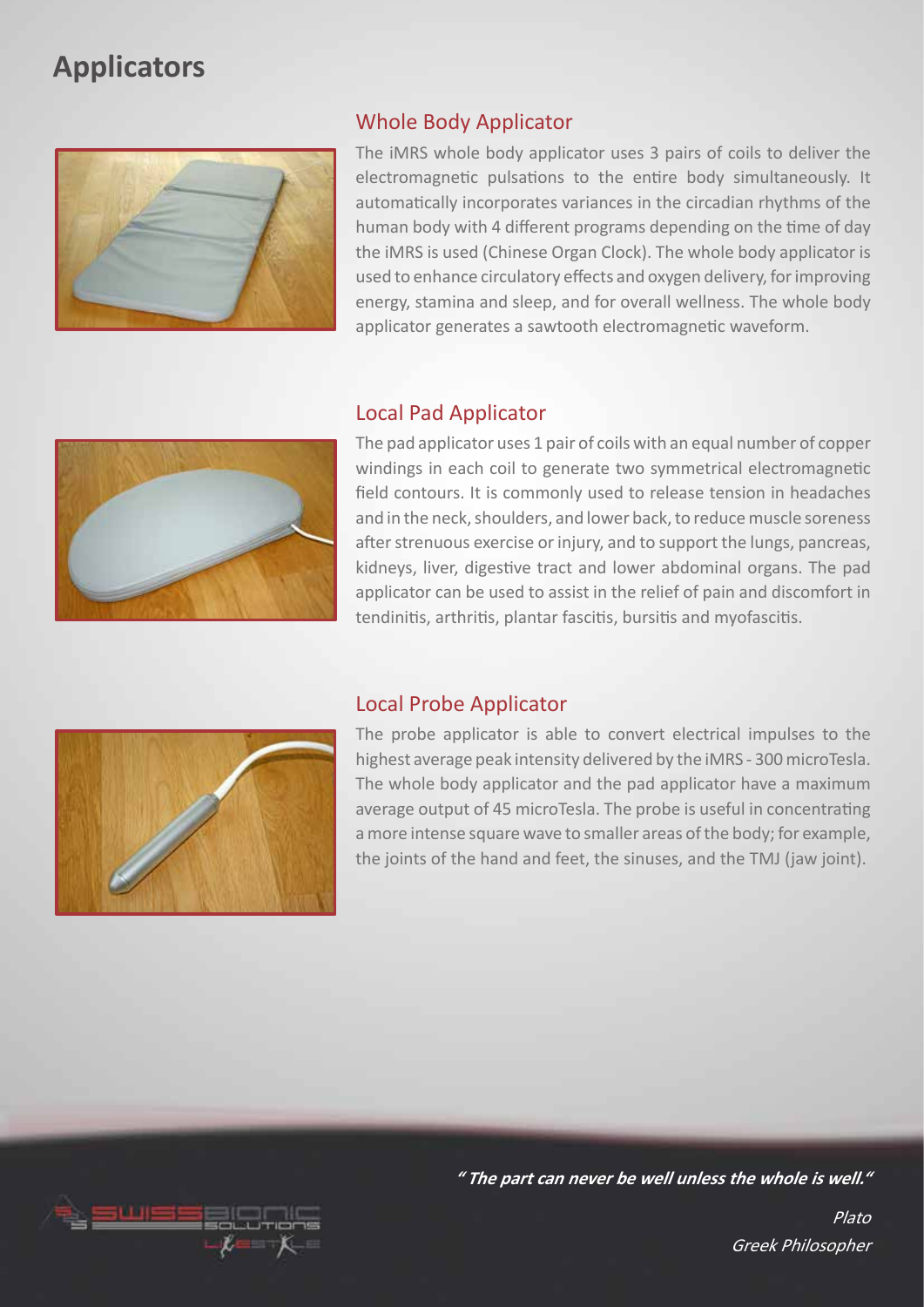# Applicators

## Whole Body Applicator

The iMRS whole body applicator uses 3 pairs of coils to deliver the electromagnetic pulsations to the entire body simultaneously. It automatically incorporates variances in the circadian rhythms of the human body with 4 different programs depending on the time of day the iMRS is used (Chinese Organ Clock). The whole body applicator is used to enhance circulatory effects and oxygen delivery, for improving energy, stamina and sleep, and for overall wellness. The whole body applicator generates a sawtooth electromagnetic waveform.

## Local Pad Applicator

The pad applicator uses 1 pair of coils with an equal number of copper windings in each coil to generate two symmetrical electromagnetic field contours. It is commonly used to release tension in headaches and in the neck, shoulders, and lower back, to reduce muscle soreness after strenuous exercise or injury, and to support the lungs, pancreas, kidneys, liver, digestive tract and lower abdominal organs. The pad applicator can be used to assist in the relief of pain and discomfort in tendinitis, arthritis, plantar fascitis, bursitis and myofascitis.

## Local Probe Applicator

The probe applicator is able to convert electrical impulses to the highest average peak intensity delivered by the iMRS - 300 microTesla. The whole body applicator and the pad applicator have a maximum average output of 45 microTesla. The probe is useful in concentrating a more intense square wave to smaller areas of the body; for example, the joints of the hand and feet, the sinuses, and the TMJ (jaw joint).

***" The part can never be well unless the whole is well."***

*Plato*
*Greek Philosopher*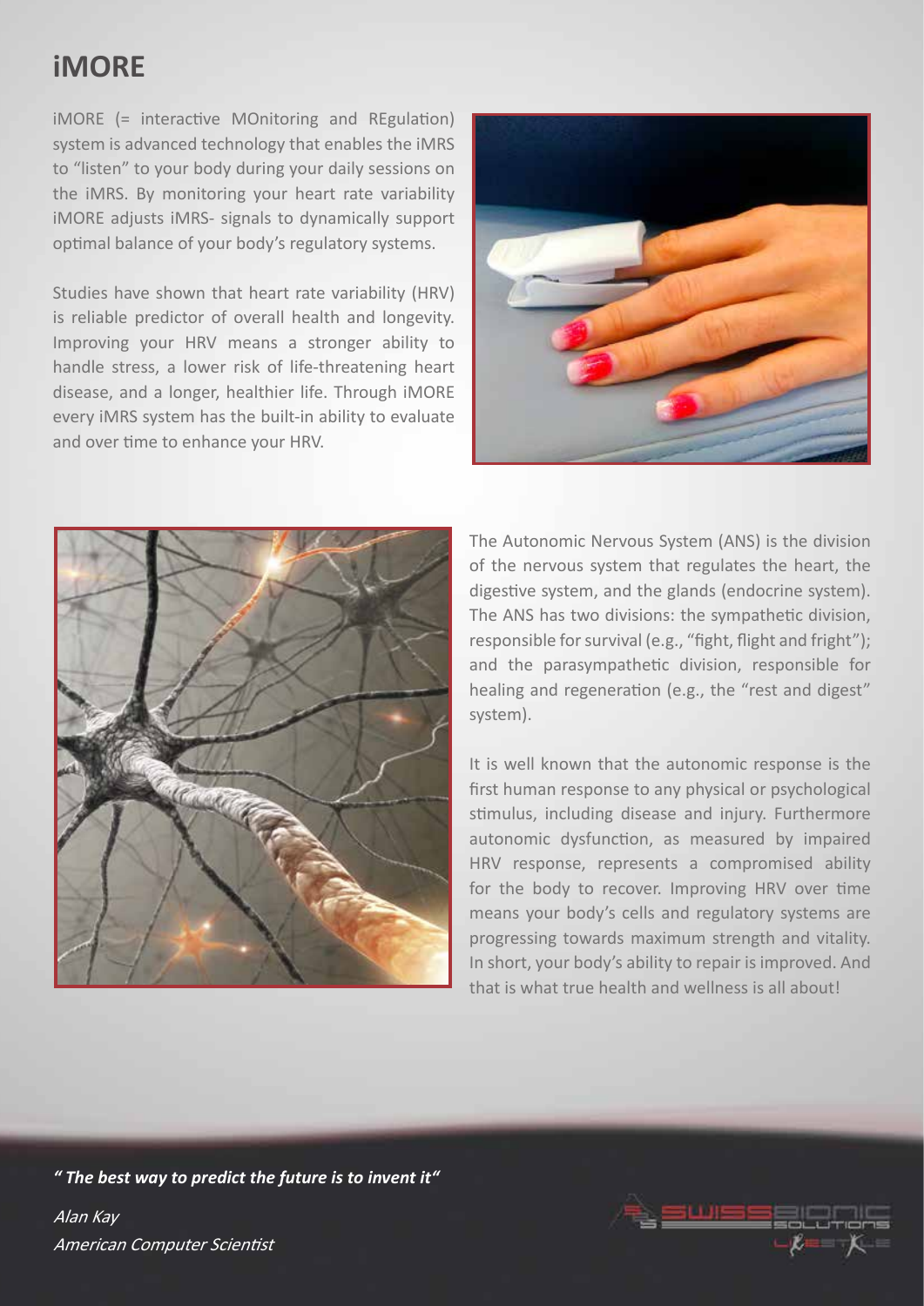# iMORE

iMORE (= interactive MOnitoring and REgulation) system is advanced technology that enables the iMRS to "listen" to your body during your daily sessions on the iMRS. By monitoring your heart rate variability iMORE adjusts iMRS- signals to dynamically support optimal balance of your body's regulatory systems.

Studies have shown that heart rate variability (HRV) is reliable predictor of overall health and longevity. Improving your HRV means a stronger ability to handle stress, a lower risk of life-threatening heart disease, and a longer, healthier life. Through iMORE every iMRS system has the built-in ability to evaluate and over time to enhance your HRV.

The Autonomic Nervous System (ANS) is the division of the nervous system that regulates the heart, the digestive system, and the glands (endocrine system). The ANS has two divisions: the sympathetic division, responsible for survival (e.g., "fight, flight and fright"); and the parasympathetic division, responsible for healing and regeneration (e.g., the "rest and digest" system).

It is well known that the autonomic response is the first human response to any physical or psychological stimulus, including disease and injury. Furthermore autonomic dysfunction, as measured by impaired HRV response, represents a compromised ability for the body to recover. Improving HRV over time means your body's cells and regulatory systems are progressing towards maximum strength and vitality. In short, your body's ability to repair is improved. And that is what true health and wellness is all about!

***" The best way to predict the future is to invent it"***

*Alan Kay*
*American Computer Scientist*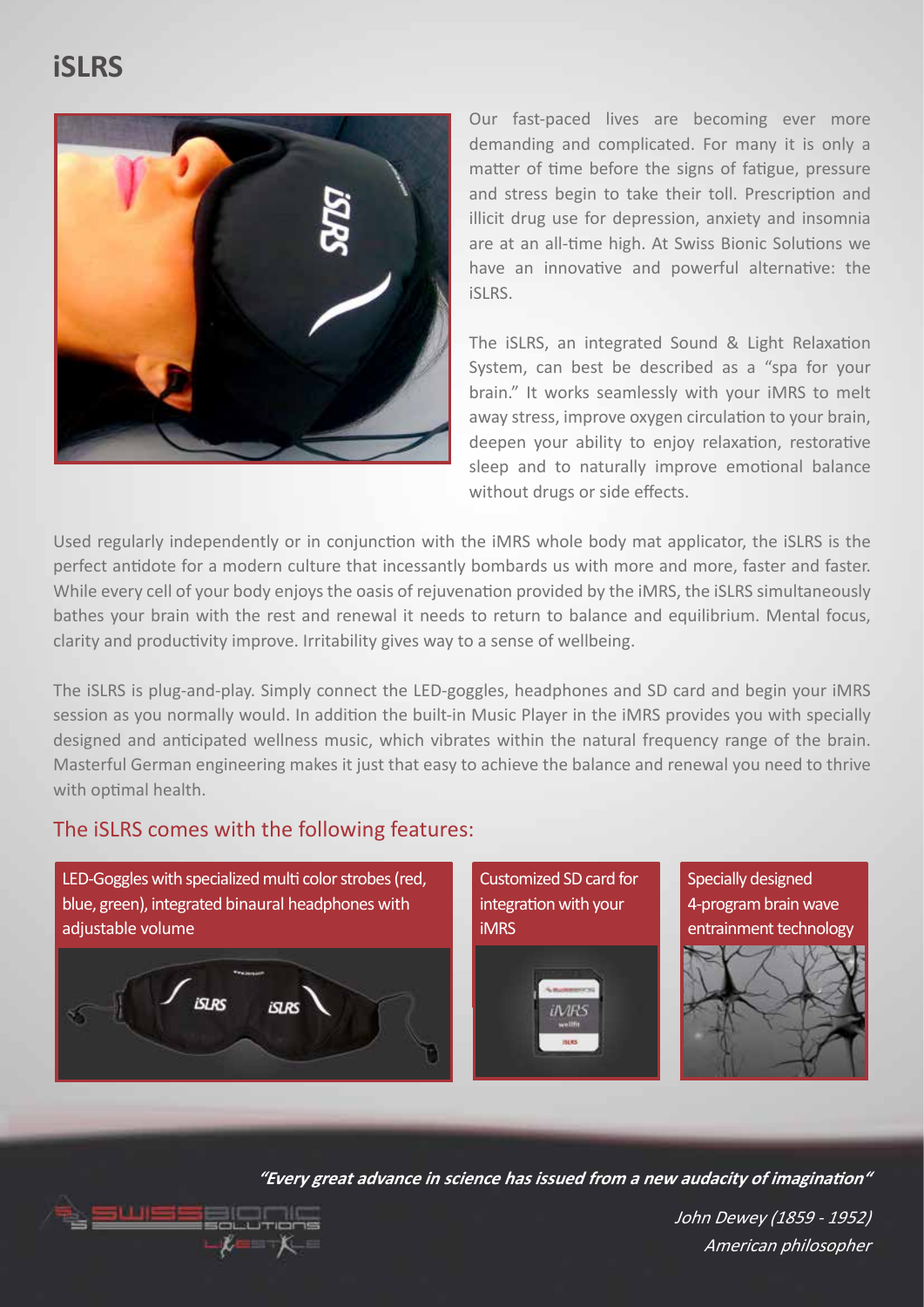# iSLRS

Our fast-paced lives are becoming ever more demanding and complicated. For many it is only a matter of time before the signs of fatigue, pressure and stress begin to take their toll. Prescription and illicit drug use for depression, anxiety and insomnia are at an all-time high. At Swiss Bionic Solutions we have an innovative and powerful alternative: the iSLRS.

The iSLRS, an integrated Sound & Light Relaxation System, can best be described as a "spa for your brain." It works seamlessly with your iMRS to melt away stress, improve oxygen circulation to your brain, deepen your ability to enjoy relaxation, restorative sleep and to naturally improve emotional balance without drugs or side effects.

Used regularly independently or in conjunction with the iMRS whole body mat applicator, the iSLRS is the perfect antidote for a modern culture that incessantly bombards us with more and more, faster and faster. While every cell of your body enjoys the oasis of rejuvenation provided by the iMRS, the iSLRS simultaneously bathes your brain with the rest and renewal it needs to return to balance and equilibrium. Mental focus, clarity and productivity improve. Irritability gives way to a sense of wellbeing.

The iSLRS is plug-and-play. Simply connect the LED-goggles, headphones and SD card and begin your iMRS session as you normally would. In addition the built-in Music Player in the iMRS provides you with specially designed and anticipated wellness music, which vibrates within the natural frequency range of the brain. Masterful German engineering makes it just that easy to achieve the balance and renewal you need to thrive with optimal health.

## The iSLRS comes with the following features:

- LED-Goggles with specialized multi color strobes (red, blue, green), integrated binaural headphones with adjustable volume
- Customized SD card for integration with your iMRS
- Specially designed 4-program brain wave entrainment technology

***"Every great advance in science has issued from a new audacity of imagination"***

*John Dewey (1859 - 1952)*
*American philosopher*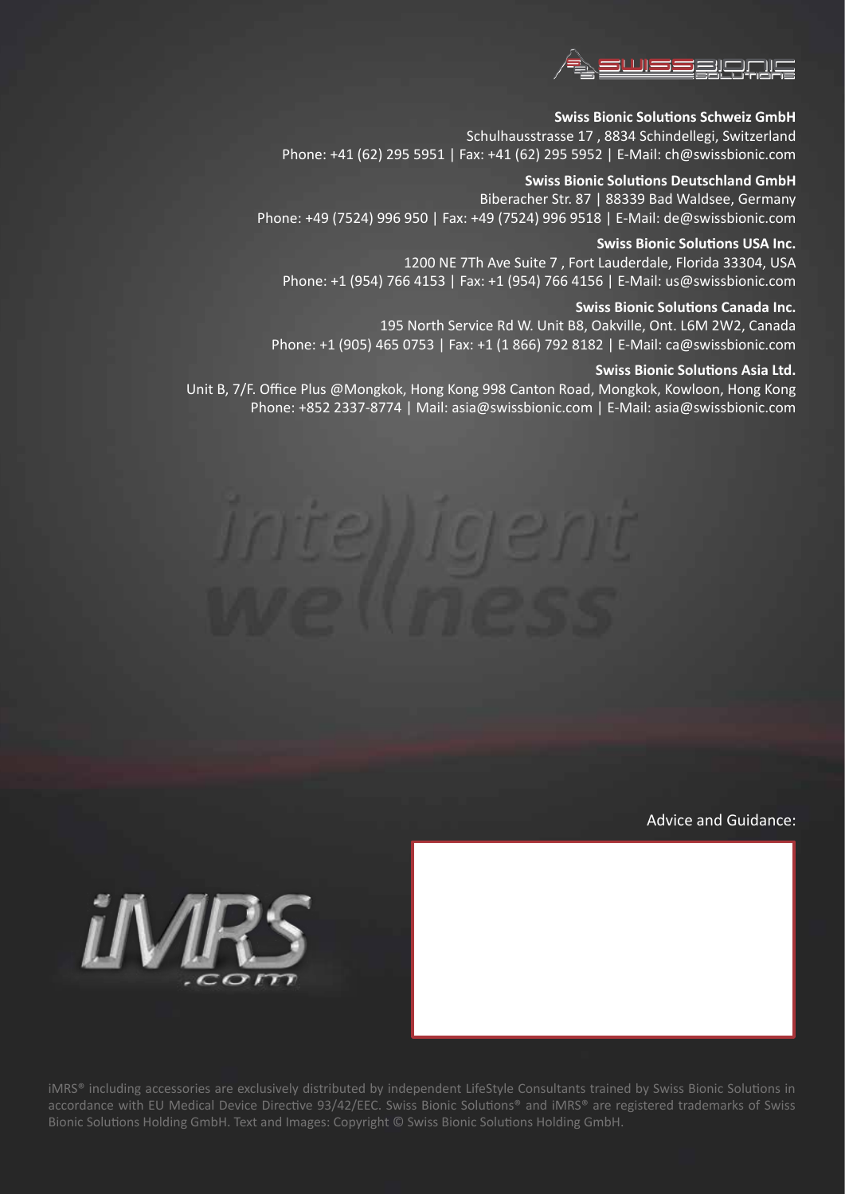**Swiss Bionic Solutions Schweiz GmbH**
Schulhausstrasse 17 , 8834 Schindellegi, Switzerland
Phone: +41 (62) 295 5951 | Fax: +41 (62) 295 5952 | E-Mail: ch@swissbionic.com

**Swiss Bionic Solutions Deutschland GmbH**
Biberacher Str. 87 | 88339 Bad Waldsee, Germany
Phone: +49 (7524) 996 950 | Fax: +49 (7524) 996 9518 | E-Mail: de@swissbionic.com

**Swiss Bionic Solutions USA Inc.**
1200 NE 7Th Ave Suite 7 , Fort Lauderdale, Florida 33304, USA
Phone: +1 (954) 766 4153 | Fax: +1 (954) 766 4156 | E-Mail: us@swissbionic.com

**Swiss Bionic Solutions Canada Inc.**
195 North Service Rd W. Unit B8, Oakville, Ont. L6M 2W2, Canada
Phone: +1 (905) 465 0753 | Fax: +1 (1 866) 792 8182 | E-Mail: ca@swissbionic.com

**Swiss Bionic Solutions Asia Ltd.**
Unit B, 7/F. Office Plus @Mongkok, Hong Kong 998 Canton Road, Mongkok, Kowloon, Hong Kong
Phone: +852 2337-8774 | Mail: asia@swissbionic.com | E-Mail: asia@swissbionic.com

intelligent wellness

Advice and Guidance:

iMRS.com

iMRS® including accessories are exclusively distributed by independent LifeStyle Consultants trained by Swiss Bionic Solutions in accordance with EU Medical Device Directive 93/42/EEC. Swiss Bionic Solutions® and iMRS® are registered trademarks of Swiss Bionic Solutions Holding GmbH. Text and Images: Copyright © Swiss Bionic Solutions Holding GmbH.